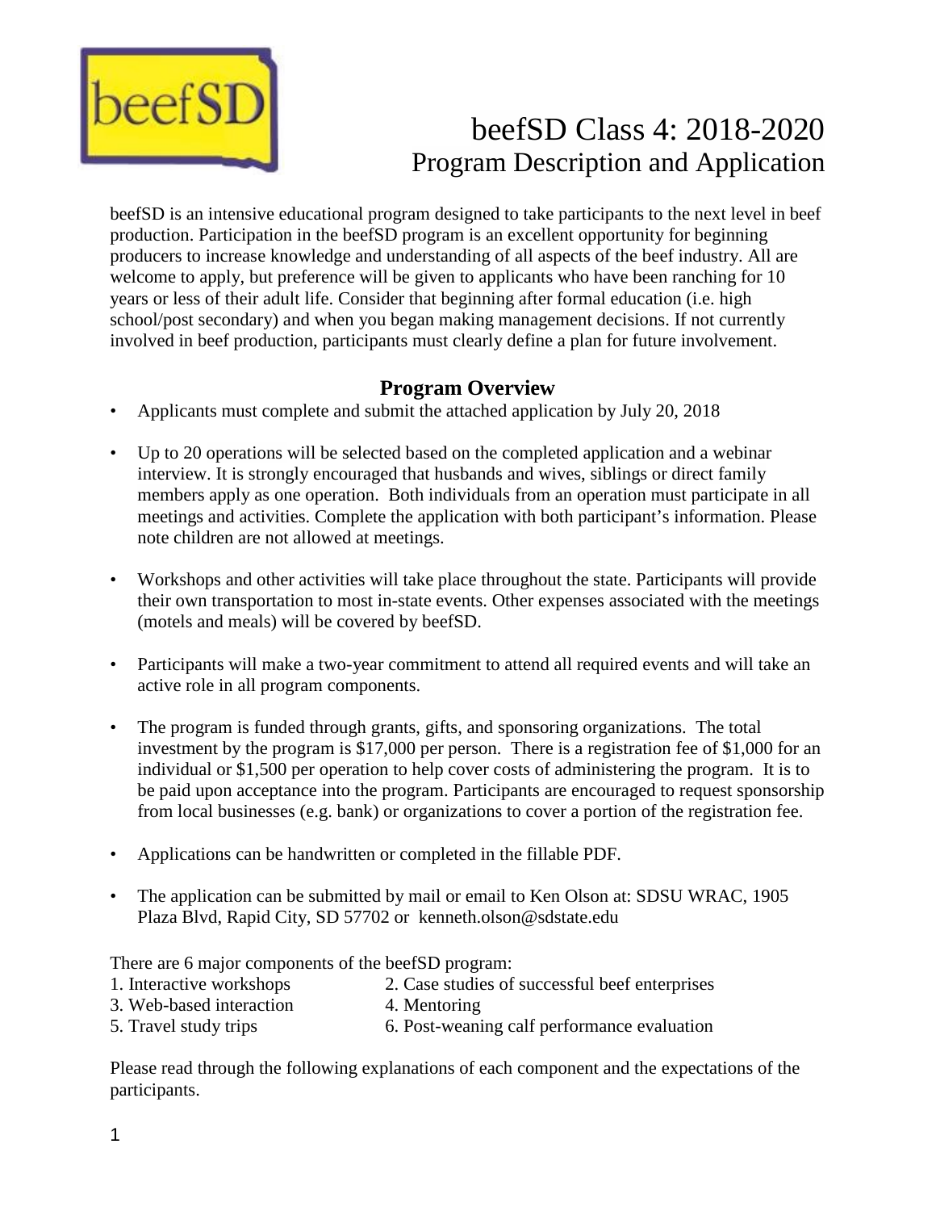# beefSD Class 4: 2018-2020

## Program Description and Application

beefSD is an intensive educational program designed to take participants to the next level in beef production. Participation in the beefSD program is an excellent opportunity for beginning producers to increase knowledge and understanding of all aspects of the beef industry. All are welcome to apply, but preference will be given to applicants who have been ranching for 10 years or less of their adult life. Consider that beginning after formal education (i.e. high school/post secondary) and when you began making management decisions. If not currently involved in beef production, participants must clearly define a plan for future involvement.

### Program Overview

- Applicants must complete and submit the attached application by July 20, 2018
- Up to 20 operations will be selected based on the completed application and a webinar interview. It is strongly encouraged that husbands and wives, siblings or direct family members apply as one operation. Both individuals from an operation must participate in all meetings and activities. Complete the application with both participant's information. Please note children are not allowed at meetings.
- Workshops and other activities will take place throughout the state. Participants will provide their own transportation to most in-state events. Other expenses associated with the meetings (motels and meals) will be covered by beefSD.
- Participants will make a two-year commitment to attend all required events and will take an active role in all program components.
- The program is funded through grants, gifts, and sponsoring organizations. The total investment by the program is $17,000 per person. There is a registration fee of $1,000 for an individual or $1,500 per operation to help cover costs of administering the program. It is to be paid upon acceptance into the program. Participants are encouraged to request sponsorship from local businesses (e.g. bank) or organizations to cover a portion of the registration fee.
- Applications can be handwritten or completed in the fillable PDF.
- The application can be submitted by mail or email to Ken Olson at: SDSU WRAC, 1905 Plaza Blvd, Rapid City, SD 57702 or kenneth.olson@sdstate.edu

There are 6 major components of the beefSD program:

1. Interactive workshops
2. Case studies of successful beef enterprises
3. Web-based interaction
4. Mentoring
5. Travel study trips
6. Post-weaning calf performance evaluation

Please read through the following explanations of each component and the expectations of the participants.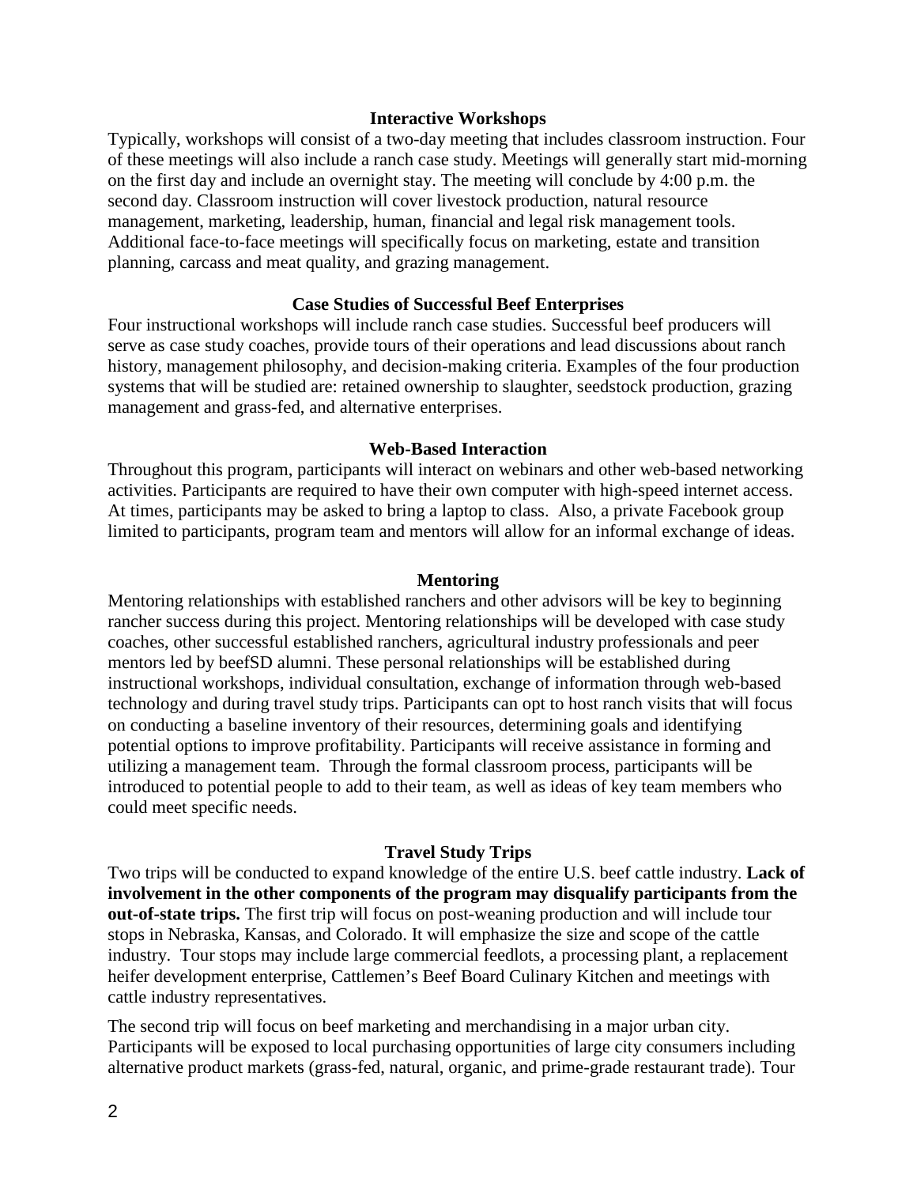## Interactive Workshops

Typically, workshops will consist of a two-day meeting that includes classroom instruction. Four of these meetings will also include a ranch case study. Meetings will generally start mid-morning on the first day and include an overnight stay. The meeting will conclude by 4:00 p.m. the second day. Classroom instruction will cover livestock production, natural resource management, marketing, leadership, human, financial and legal risk management tools. Additional face-to-face meetings will specifically focus on marketing, estate and transition planning, carcass and meat quality, and grazing management.

## Case Studies of Successful Beef Enterprises

Four instructional workshops will include ranch case studies. Successful beef producers will serve as case study coaches, provide tours of their operations and lead discussions about ranch history, management philosophy, and decision-making criteria. Examples of the four production systems that will be studied are: retained ownership to slaughter, seedstock production, grazing management and grass-fed, and alternative enterprises.

## Web-Based Interaction

Throughout this program, participants will interact on webinars and other web-based networking activities. Participants are required to have their own computer with high-speed internet access. At times, participants may be asked to bring a laptop to class. Also, a private Facebook group limited to participants, program team and mentors will allow for an informal exchange of ideas.

## Mentoring

Mentoring relationships with established ranchers and other advisors will be key to beginning rancher success during this project. Mentoring relationships will be developed with case study coaches, other successful established ranchers, agricultural industry professionals and peer mentors led by beefSD alumni. These personal relationships will be established during instructional workshops, individual consultation, exchange of information through web-based technology and during travel study trips. Participants can opt to host ranch visits that will focus on conducting a baseline inventory of their resources, determining goals and identifying potential options to improve profitability. Participants will receive assistance in forming and utilizing a management team. Through the formal classroom process, participants will be introduced to potential people to add to their team, as well as ideas of key team members who could meet specific needs.

## Travel Study Trips

Two trips will be conducted to expand knowledge of the entire U.S. beef cattle industry. **Lack of involvement in the other components of the program may disqualify participants from the out-of-state trips.** The first trip will focus on post-weaning production and will include tour stops in Nebraska, Kansas, and Colorado. It will emphasize the size and scope of the cattle industry. Tour stops may include large commercial feedlots, a processing plant, a replacement heifer development enterprise, Cattlemen's Beef Board Culinary Kitchen and meetings with cattle industry representatives.

The second trip will focus on beef marketing and merchandising in a major urban city. Participants will be exposed to local purchasing opportunities of large city consumers including alternative product markets (grass-fed, natural, organic, and prime-grade restaurant trade). Tour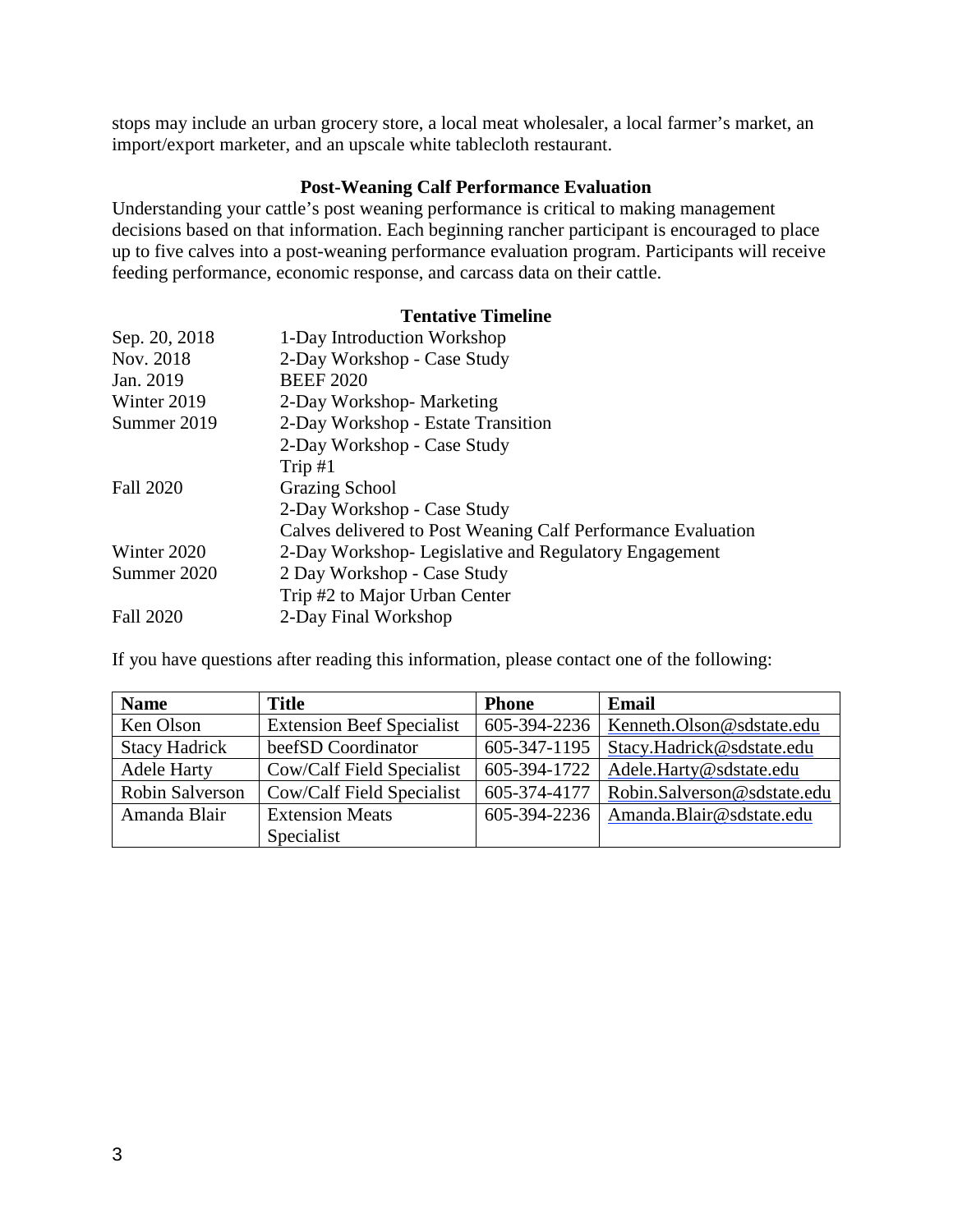stops may include an urban grocery store, a local meat wholesaler, a local farmer's market, an import/export marketer, and an upscale white tablecloth restaurant.

### Post-Weaning Calf Performance Evaluation

Understanding your cattle's post weaning performance is critical to making management decisions based on that information. Each beginning rancher participant is encouraged to place up to five calves into a post-weaning performance evaluation program. Participants will receive feeding performance, economic response, and carcass data on their cattle.

### Tentative Timeline

| | |
|---|---|
| Sep. 20, 2018 | 1-Day Introduction Workshop |
| Nov. 2018 | 2-Day Workshop - Case Study |
| Jan. 2019 | BEEF 2020 |
| Winter 2019 | 2-Day Workshop- Marketing |
| Summer 2019 | 2-Day Workshop - Estate Transition |
| | 2-Day Workshop - Case Study |
| | Trip #1 |
| Fall 2020 | Grazing School |
| | 2-Day Workshop - Case Study |
| | Calves delivered to Post Weaning Calf Performance Evaluation |
| Winter 2020 | 2-Day Workshop- Legislative and Regulatory Engagement |
| Summer 2020 | 2 Day Workshop - Case Study |
| | Trip #2 to Major Urban Center |
| Fall 2020 | 2-Day Final Workshop |

If you have questions after reading this information, please contact one of the following:

| Name | Title | Phone | Email |
|---|---|---|---|
| Ken Olson | Extension Beef Specialist | 605-394-2236 | Kenneth.Olson@sdstate.edu |
| Stacy Hadrick | beefSD Coordinator | 605-347-1195 | Stacy.Hadrick@sdstate.edu |
| Adele Harty | Cow/Calf Field Specialist | 605-394-1722 | Adele.Harty@sdstate.edu |
| Robin Salverson | Cow/Calf Field Specialist | 605-374-4177 | Robin.Salverson@sdstate.edu |
| Amanda Blair | Extension Meats Specialist | 605-394-2236 | Amanda.Blair@sdstate.edu |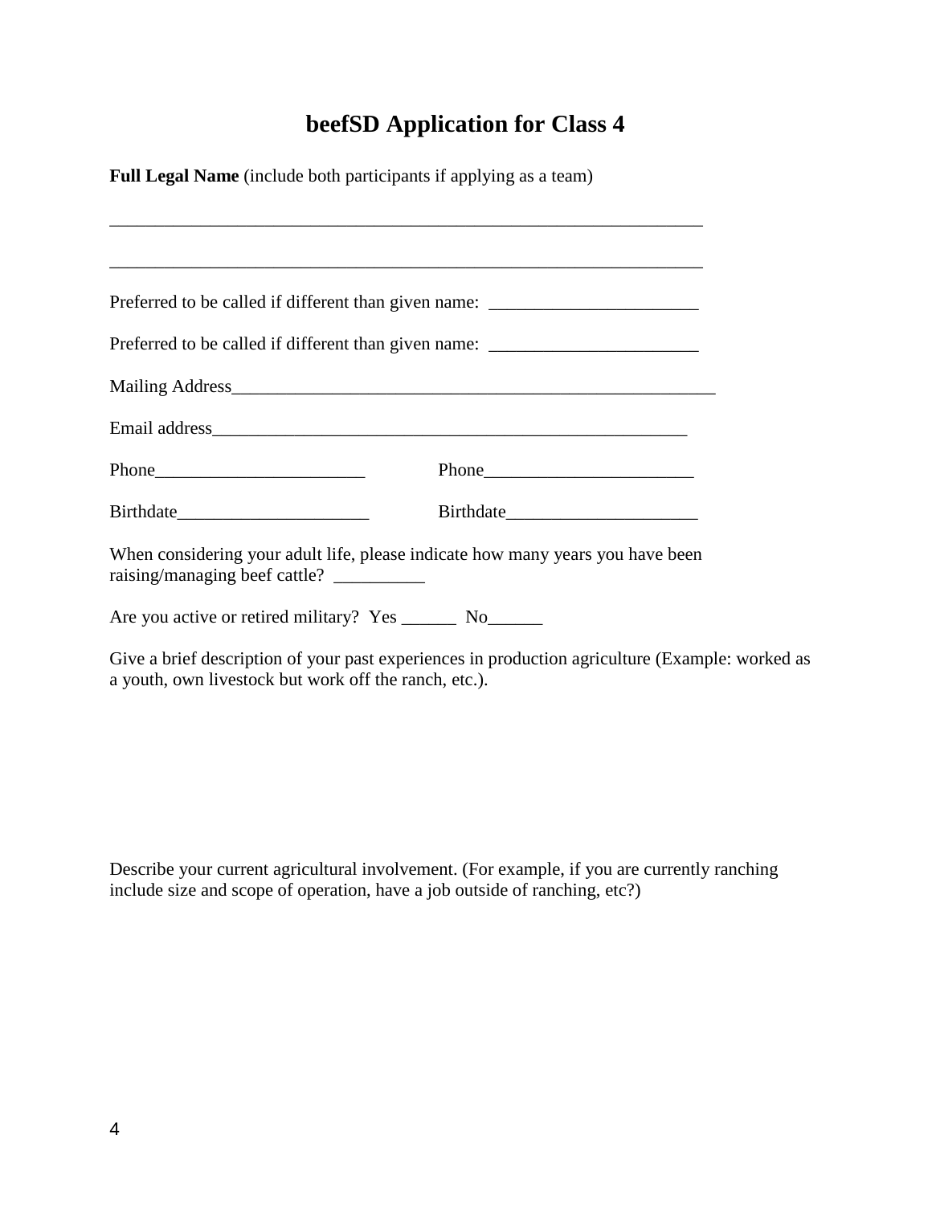# beefSD Application for Class 4

**Full Legal Name** (include both participants if applying as a team)

___________________________________________________________________

___________________________________________________________________

Preferred to be called if different than given name: _______________________

Preferred to be called if different than given name: _______________________

Mailing Address_______________________________________________________

Email address__________________________________________________

Phone_______________________ Phone_______________________

Birthdate_____________________ Birthdate_____________________

When considering your adult life, please indicate how many years you have been raising/managing beef cattle? __________

Are you active or retired military? Yes ______ No______

Give a brief description of your past experiences in production agriculture (Example: worked as a youth, own livestock but work off the ranch, etc.).

Describe your current agricultural involvement. (For example, if you are currently ranching include size and scope of operation, have a job outside of ranching, etc?)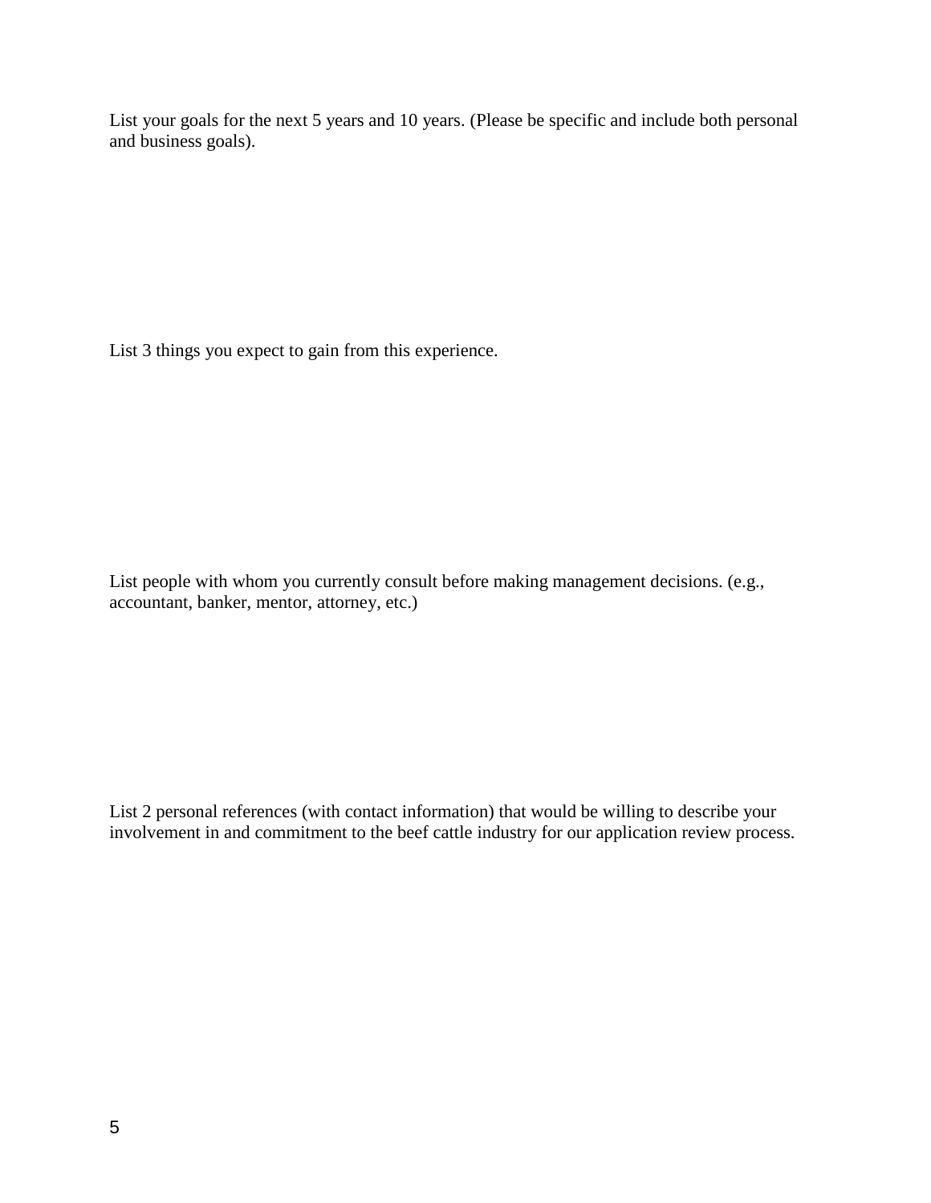List your goals for the next 5 years and 10 years. (Please be specific and include both personal and business goals).

List 3 things you expect to gain from this experience.

List people with whom you currently consult before making management decisions. (e.g., accountant, banker, mentor, attorney, etc.)

List 2 personal references (with contact information) that would be willing to describe your involvement in and commitment to the beef cattle industry for our application review process.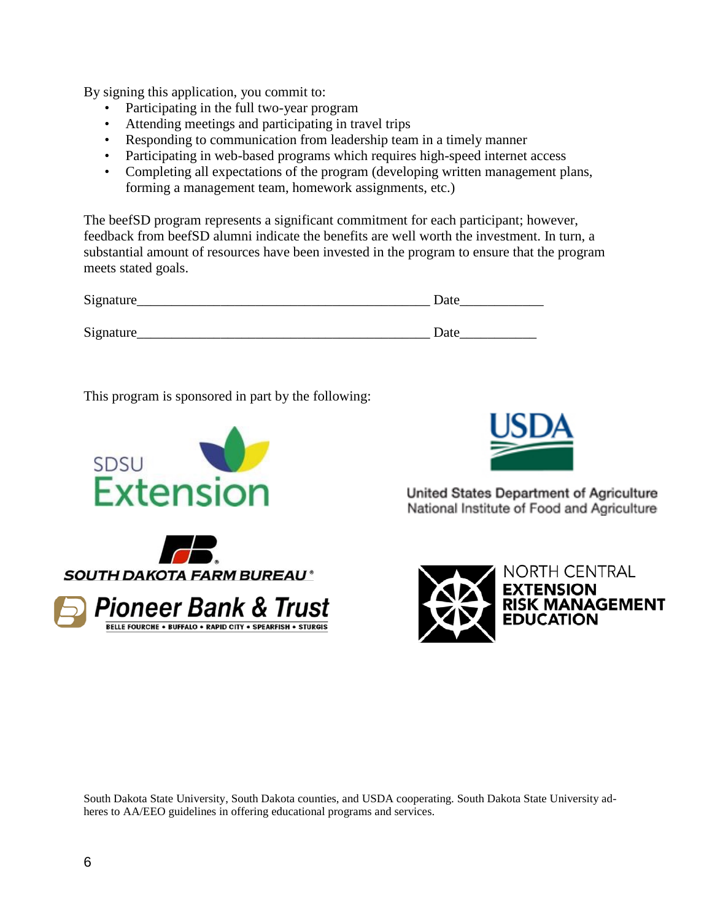By signing this application, you commit to:

- Participating in the full two-year program
- Attending meetings and participating in travel trips
- Responding to communication from leadership team in a timely manner
- Participating in web-based programs which requires high-speed internet access
- Completing all expectations of the program (developing written management plans, forming a management team, homework assignments, etc.)

The beefSD program represents a significant commitment for each participant; however, feedback from beefSD alumni indicate the benefits are well worth the investment. In turn, a substantial amount of resources have been invested in the program to ensure that the program meets stated goals.

Signature__________________________________________ Date____________

Signature__________________________________________ Date___________

This program is sponsored in part by the following:

SDSU Extension

USDA
United States Department of Agriculture
National Institute of Food and Agriculture

SOUTH DAKOTA FARM BUREAU®

Pioneer Bank & Trust
BELLE FOURCHE • BUFFALO • RAPID CITY • SPEARFISH • STURGIS

NORTH CENTRAL EXTENSION RISK MANAGEMENT EDUCATION

South Dakota State University, South Dakota counties, and USDA cooperating. South Dakota State University adheres to AA/EEO guidelines in offering educational programs and services.